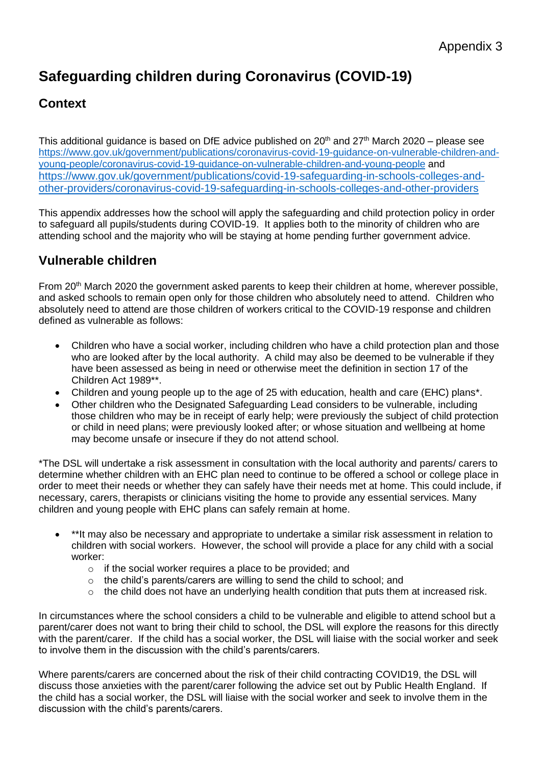Appendix 3

# Safeguarding children during Coronavirus (COVID-19)

## Context

This additional guidance is based on DfE advice published on 20th and 27th March 2020 – please see https://www.gov.uk/government/publications/coronavirus-covid-19-guidance-on-vulnerable-children-and-young-people/coronavirus-covid-19-guidance-on-vulnerable-children-and-young-people and https://www.gov.uk/government/publications/covid-19-safeguarding-in-schools-colleges-and-other-providers/coronavirus-covid-19-safeguarding-in-schools-colleges-and-other-providers

This appendix addresses how the school will apply the safeguarding and child protection policy in order to safeguard all pupils/students during COVID-19. It applies both to the minority of children who are attending school and the majority who will be staying at home pending further government advice.

## Vulnerable children

From 20th March 2020 the government asked parents to keep their children at home, wherever possible, and asked schools to remain open only for those children who absolutely need to attend. Children who absolutely need to attend are those children of workers critical to the COVID-19 response and children defined as vulnerable as follows:

- Children who have a social worker, including children who have a child protection plan and those who are looked after by the local authority. A child may also be deemed to be vulnerable if they have been assessed as being in need or otherwise meet the definition in section 17 of the Children Act 1989**.
- Children and young people up to the age of 25 with education, health and care (EHC) plans*.
- Other children who the Designated Safeguarding Lead considers to be vulnerable, including those children who may be in receipt of early help; were previously the subject of child protection or child in need plans; were previously looked after; or whose situation and wellbeing at home may become unsafe or insecure if they do not attend school.

*The DSL will undertake a risk assessment in consultation with the local authority and parents/ carers to determine whether children with an EHC plan need to continue to be offered a school or college place in order to meet their needs or whether they can safely have their needs met at home. This could include, if necessary, carers, therapists or clinicians visiting the home to provide any essential services. Many children and young people with EHC plans can safely remain at home.

- **It may also be necessary and appropriate to undertake a similar risk assessment in relation to children with social workers. However, the school will provide a place for any child with a social worker:
  - if the social worker requires a place to be provided; and
  - the child's parents/carers are willing to send the child to school; and
  - the child does not have an underlying health condition that puts them at increased risk.

In circumstances where the school considers a child to be vulnerable and eligible to attend school but a parent/carer does not want to bring their child to school, the DSL will explore the reasons for this directly with the parent/carer. If the child has a social worker, the DSL will liaise with the social worker and seek to involve them in the discussion with the child's parents/carers.

Where parents/carers are concerned about the risk of their child contracting COVID19, the DSL will discuss those anxieties with the parent/carer following the advice set out by Public Health England. If the child has a social worker, the DSL will liaise with the social worker and seek to involve them in the discussion with the child's parents/carers.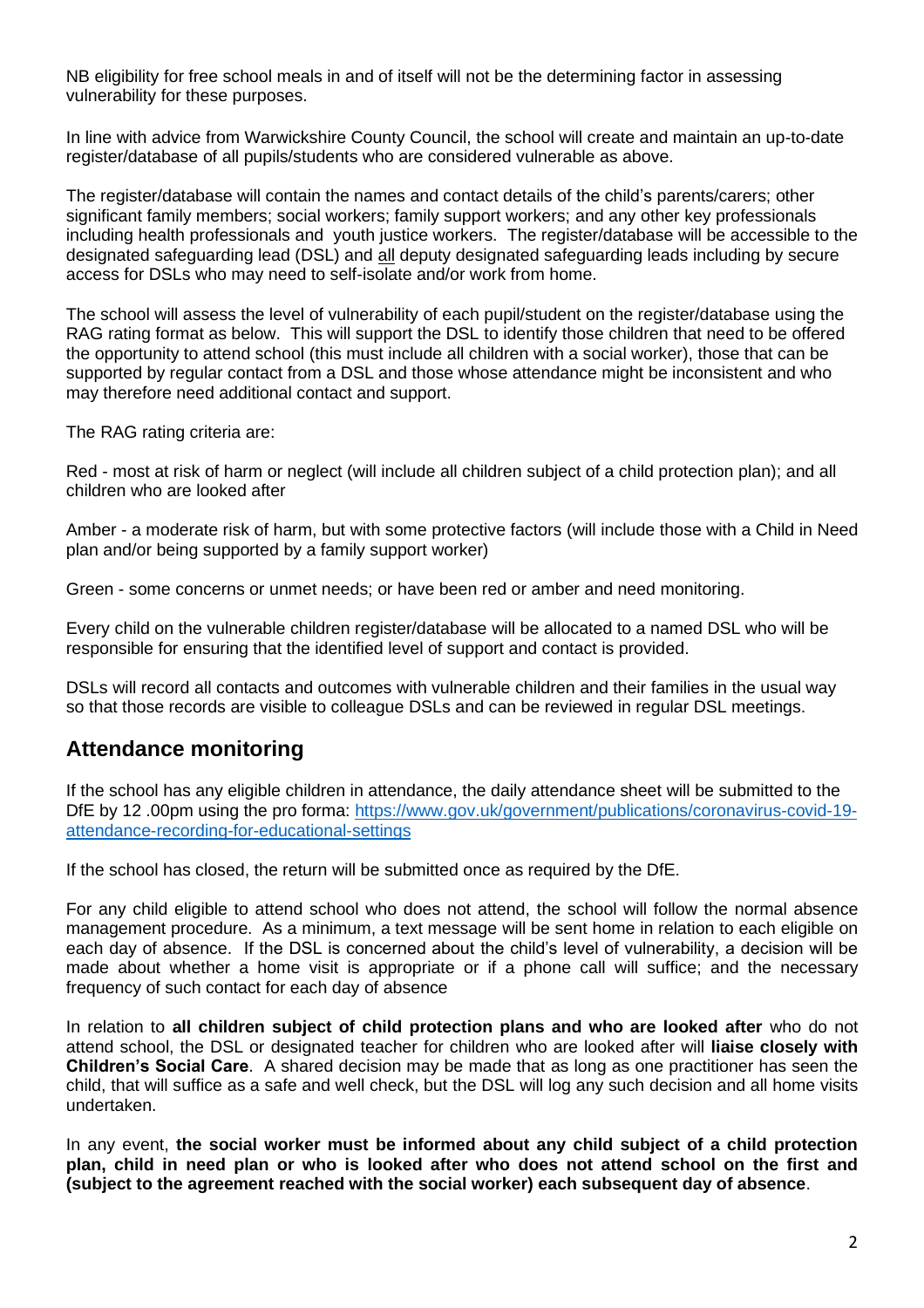NB eligibility for free school meals in and of itself will not be the determining factor in assessing vulnerability for these purposes.

In line with advice from Warwickshire County Council, the school will create and maintain an up-to-date register/database of all pupils/students who are considered vulnerable as above.

The register/database will contain the names and contact details of the child's parents/carers; other significant family members; social workers; family support workers; and any other key professionals including health professionals and youth justice workers. The register/database will be accessible to the designated safeguarding lead (DSL) and all deputy designated safeguarding leads including by secure access for DSLs who may need to self-isolate and/or work from home.

The school will assess the level of vulnerability of each pupil/student on the register/database using the RAG rating format as below. This will support the DSL to identify those children that need to be offered the opportunity to attend school (this must include all children with a social worker), those that can be supported by regular contact from a DSL and those whose attendance might be inconsistent and who may therefore need additional contact and support.

The RAG rating criteria are:

Red - most at risk of harm or neglect (will include all children subject of a child protection plan); and all children who are looked after

Amber - a moderate risk of harm, but with some protective factors (will include those with a Child in Need plan and/or being supported by a family support worker)

Green - some concerns or unmet needs; or have been red or amber and need monitoring.

Every child on the vulnerable children register/database will be allocated to a named DSL who will be responsible for ensuring that the identified level of support and contact is provided.

DSLs will record all contacts and outcomes with vulnerable children and their families in the usual way so that those records are visible to colleague DSLs and can be reviewed in regular DSL meetings.

## Attendance monitoring

If the school has any eligible children in attendance, the daily attendance sheet will be submitted to the DfE by 12 .00pm using the pro forma: [https://www.gov.uk/government/publications/coronavirus-covid-19-attendance-recording-for-educational-settings](https://www.gov.uk/government/publications/coronavirus-covid-19-attendance-recording-for-educational-settings)

If the school has closed, the return will be submitted once as required by the DfE.

For any child eligible to attend school who does not attend, the school will follow the normal absence management procedure. As a minimum, a text message will be sent home in relation to each eligible on each day of absence. If the DSL is concerned about the child's level of vulnerability, a decision will be made about whether a home visit is appropriate or if a phone call will suffice; and the necessary frequency of such contact for each day of absence

In relation to **all children subject of child protection plans and who are looked after** who do not attend school, the DSL or designated teacher for children who are looked after will **liaise closely with Children's Social Care**. A shared decision may be made that as long as one practitioner has seen the child, that will suffice as a safe and well check, but the DSL will log any such decision and all home visits undertaken.

In any event, **the social worker must be informed about any child subject of a child protection plan, child in need plan or who is looked after who does not attend school on the first and (subject to the agreement reached with the social worker) each subsequent day of absence**.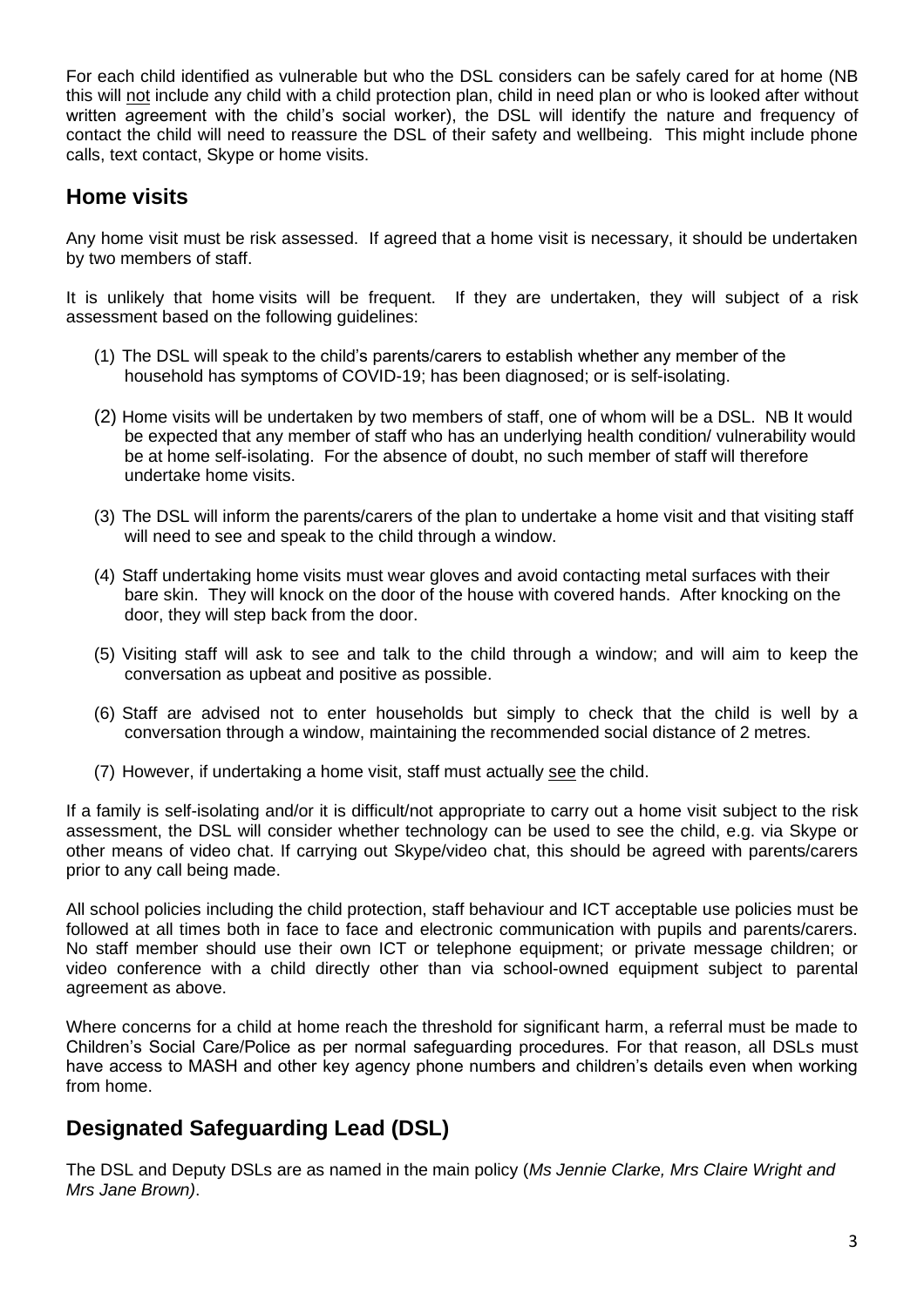For each child identified as vulnerable but who the DSL considers can be safely cared for at home (NB this will not include any child with a child protection plan, child in need plan or who is looked after without written agreement with the child's social worker), the DSL will identify the nature and frequency of contact the child will need to reassure the DSL of their safety and wellbeing. This might include phone calls, text contact, Skype or home visits.

## Home visits

Any home visit must be risk assessed. If agreed that a home visit is necessary, it should be undertaken by two members of staff.

It is unlikely that home visits will be frequent. If they are undertaken, they will subject of a risk assessment based on the following guidelines:

(1) The DSL will speak to the child's parents/carers to establish whether any member of the household has symptoms of COVID-19; has been diagnosed; or is self-isolating.

(2) Home visits will be undertaken by two members of staff, one of whom will be a DSL. NB It would be expected that any member of staff who has an underlying health condition/ vulnerability would be at home self-isolating. For the absence of doubt, no such member of staff will therefore undertake home visits.

(3) The DSL will inform the parents/carers of the plan to undertake a home visit and that visiting staff will need to see and speak to the child through a window.

(4) Staff undertaking home visits must wear gloves and avoid contacting metal surfaces with their bare skin. They will knock on the door of the house with covered hands. After knocking on the door, they will step back from the door.

(5) Visiting staff will ask to see and talk to the child through a window; and will aim to keep the conversation as upbeat and positive as possible.

(6) Staff are advised not to enter households but simply to check that the child is well by a conversation through a window, maintaining the recommended social distance of 2 metres.

(7) However, if undertaking a home visit, staff must actually see the child.

If a family is self-isolating and/or it is difficult/not appropriate to carry out a home visit subject to the risk assessment, the DSL will consider whether technology can be used to see the child, e.g. via Skype or other means of video chat. If carrying out Skype/video chat, this should be agreed with parents/carers prior to any call being made.

All school policies including the child protection, staff behaviour and ICT acceptable use policies must be followed at all times both in face to face and electronic communication with pupils and parents/carers. No staff member should use their own ICT or telephone equipment; or private message children; or video conference with a child directly other than via school-owned equipment subject to parental agreement as above.

Where concerns for a child at home reach the threshold for significant harm, a referral must be made to Children's Social Care/Police as per normal safeguarding procedures. For that reason, all DSLs must have access to MASH and other key agency phone numbers and children's details even when working from home.

## Designated Safeguarding Lead (DSL)

The DSL and Deputy DSLs are as named in the main policy (*Ms Jennie Clarke, Mrs Claire Wright and Mrs Jane Brown)*.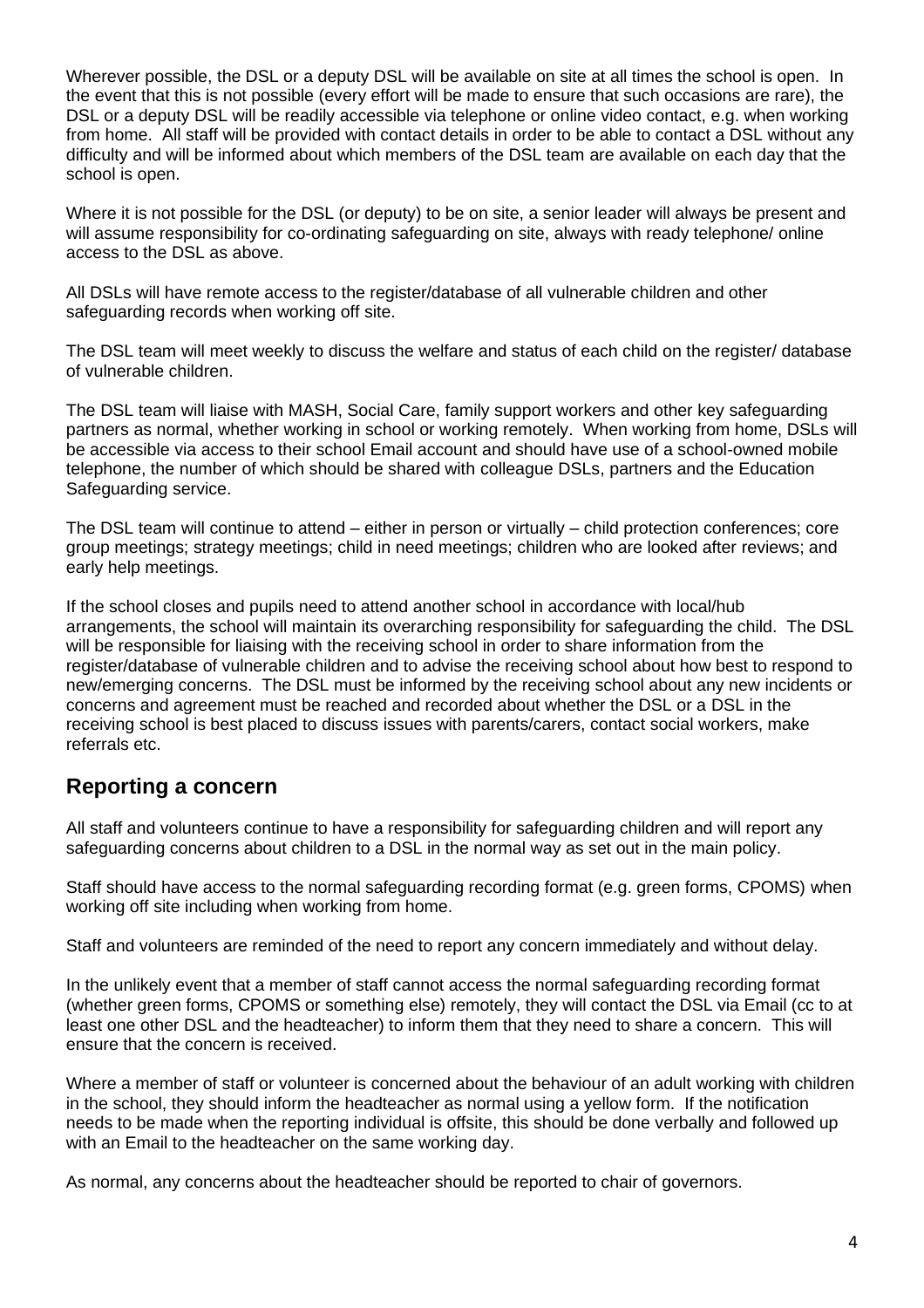Wherever possible, the DSL or a deputy DSL will be available on site at all times the school is open. In the event that this is not possible (every effort will be made to ensure that such occasions are rare), the DSL or a deputy DSL will be readily accessible via telephone or online video contact, e.g. when working from home. All staff will be provided with contact details in order to be able to contact a DSL without any difficulty and will be informed about which members of the DSL team are available on each day that the school is open.

Where it is not possible for the DSL (or deputy) to be on site, a senior leader will always be present and will assume responsibility for co-ordinating safeguarding on site, always with ready telephone/ online access to the DSL as above.

All DSLs will have remote access to the register/database of all vulnerable children and other safeguarding records when working off site.

The DSL team will meet weekly to discuss the welfare and status of each child on the register/ database of vulnerable children.

The DSL team will liaise with MASH, Social Care, family support workers and other key safeguarding partners as normal, whether working in school or working remotely. When working from home, DSLs will be accessible via access to their school Email account and should have use of a school-owned mobile telephone, the number of which should be shared with colleague DSLs, partners and the Education Safeguarding service.

The DSL team will continue to attend – either in person or virtually – child protection conferences; core group meetings; strategy meetings; child in need meetings; children who are looked after reviews; and early help meetings.

If the school closes and pupils need to attend another school in accordance with local/hub arrangements, the school will maintain its overarching responsibility for safeguarding the child. The DSL will be responsible for liaising with the receiving school in order to share information from the register/database of vulnerable children and to advise the receiving school about how best to respond to new/emerging concerns. The DSL must be informed by the receiving school about any new incidents or concerns and agreement must be reached and recorded about whether the DSL or a DSL in the receiving school is best placed to discuss issues with parents/carers, contact social workers, make referrals etc.

## Reporting a concern

All staff and volunteers continue to have a responsibility for safeguarding children and will report any safeguarding concerns about children to a DSL in the normal way as set out in the main policy.

Staff should have access to the normal safeguarding recording format (e.g. green forms, CPOMS) when working off site including when working from home.

Staff and volunteers are reminded of the need to report any concern immediately and without delay.

In the unlikely event that a member of staff cannot access the normal safeguarding recording format (whether green forms, CPOMS or something else) remotely, they will contact the DSL via Email (cc to at least one other DSL and the headteacher) to inform them that they need to share a concern. This will ensure that the concern is received.

Where a member of staff or volunteer is concerned about the behaviour of an adult working with children in the school, they should inform the headteacher as normal using a yellow form. If the notification needs to be made when the reporting individual is offsite, this should be done verbally and followed up with an Email to the headteacher on the same working day.

As normal, any concerns about the headteacher should be reported to chair of governors.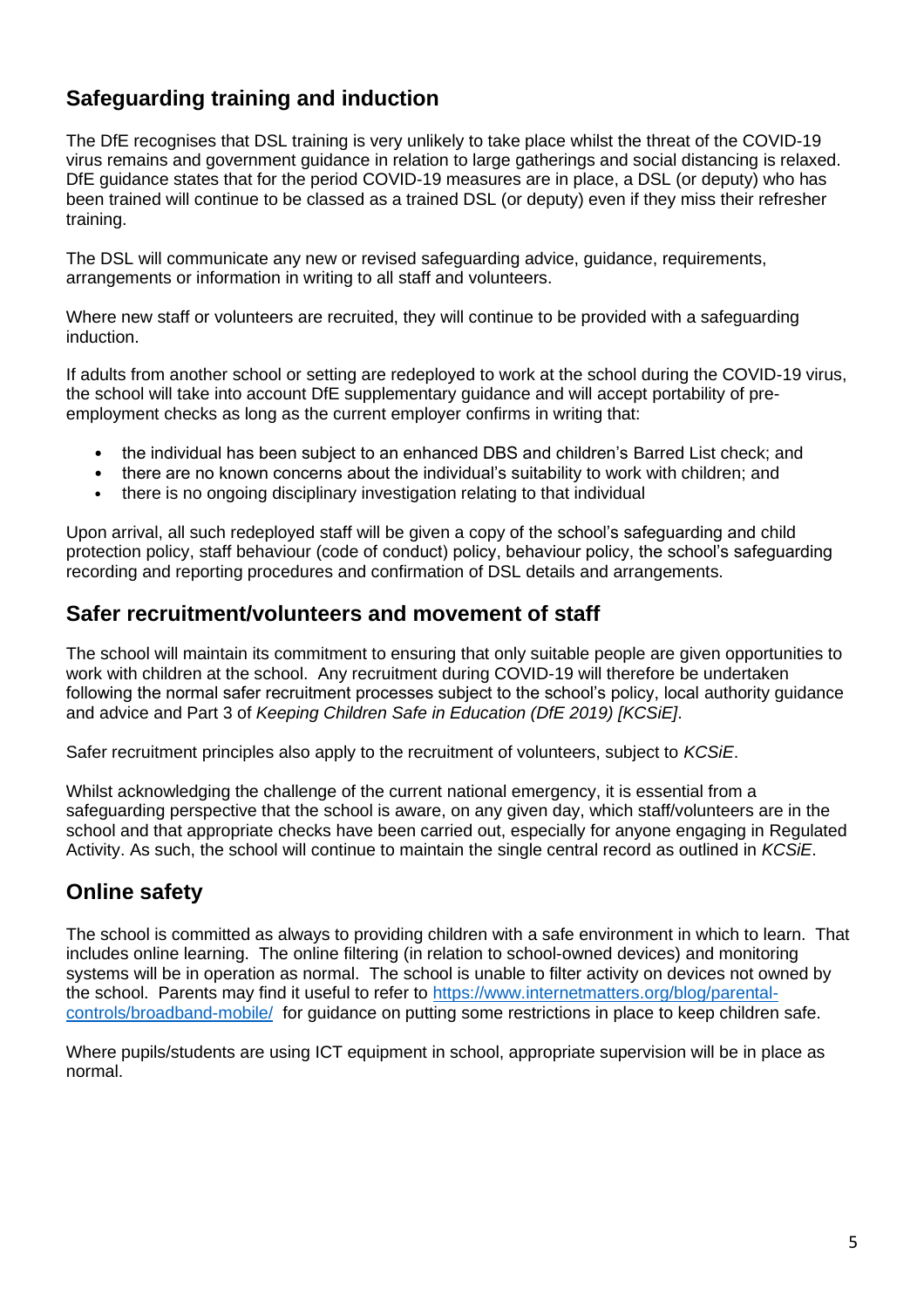## Safeguarding training and induction

The DfE recognises that DSL training is very unlikely to take place whilst the threat of the COVID-19 virus remains and government guidance in relation to large gatherings and social distancing is relaxed. DfE guidance states that for the period COVID-19 measures are in place, a DSL (or deputy) who has been trained will continue to be classed as a trained DSL (or deputy) even if they miss their refresher training.

The DSL will communicate any new or revised safeguarding advice, guidance, requirements, arrangements or information in writing to all staff and volunteers.

Where new staff or volunteers are recruited, they will continue to be provided with a safeguarding induction.

If adults from another school or setting are redeployed to work at the school during the COVID-19 virus, the school will take into account DfE supplementary guidance and will accept portability of pre-employment checks as long as the current employer confirms in writing that:

- the individual has been subject to an enhanced DBS and children's Barred List check; and
- there are no known concerns about the individual's suitability to work with children; and
- there is no ongoing disciplinary investigation relating to that individual

Upon arrival, all such redeployed staff will be given a copy of the school's safeguarding and child protection policy, staff behaviour (code of conduct) policy, behaviour policy, the school's safeguarding recording and reporting procedures and confirmation of DSL details and arrangements.

## Safer recruitment/volunteers and movement of staff

The school will maintain its commitment to ensuring that only suitable people are given opportunities to work with children at the school. Any recruitment during COVID-19 will therefore be undertaken following the normal safer recruitment processes subject to the school's policy, local authority guidance and advice and Part 3 of *Keeping Children Safe in Education (DfE 2019) [KCSiE]*.

Safer recruitment principles also apply to the recruitment of volunteers, subject to *KCSiE*.

Whilst acknowledging the challenge of the current national emergency, it is essential from a safeguarding perspective that the school is aware, on any given day, which staff/volunteers are in the school and that appropriate checks have been carried out, especially for anyone engaging in Regulated Activity. As such, the school will continue to maintain the single central record as outlined in *KCSiE*.

## Online safety

The school is committed as always to providing children with a safe environment in which to learn. That includes online learning. The online filtering (in relation to school-owned devices) and monitoring systems will be in operation as normal. The school is unable to filter activity on devices not owned by the school. Parents may find it useful to refer to [https://www.internetmatters.org/blog/parental-controls/broadband-mobile/](https://www.internetmatters.org/blog/parental-controls/broadband-mobile/) for guidance on putting some restrictions in place to keep children safe.

Where pupils/students are using ICT equipment in school, appropriate supervision will be in place as normal.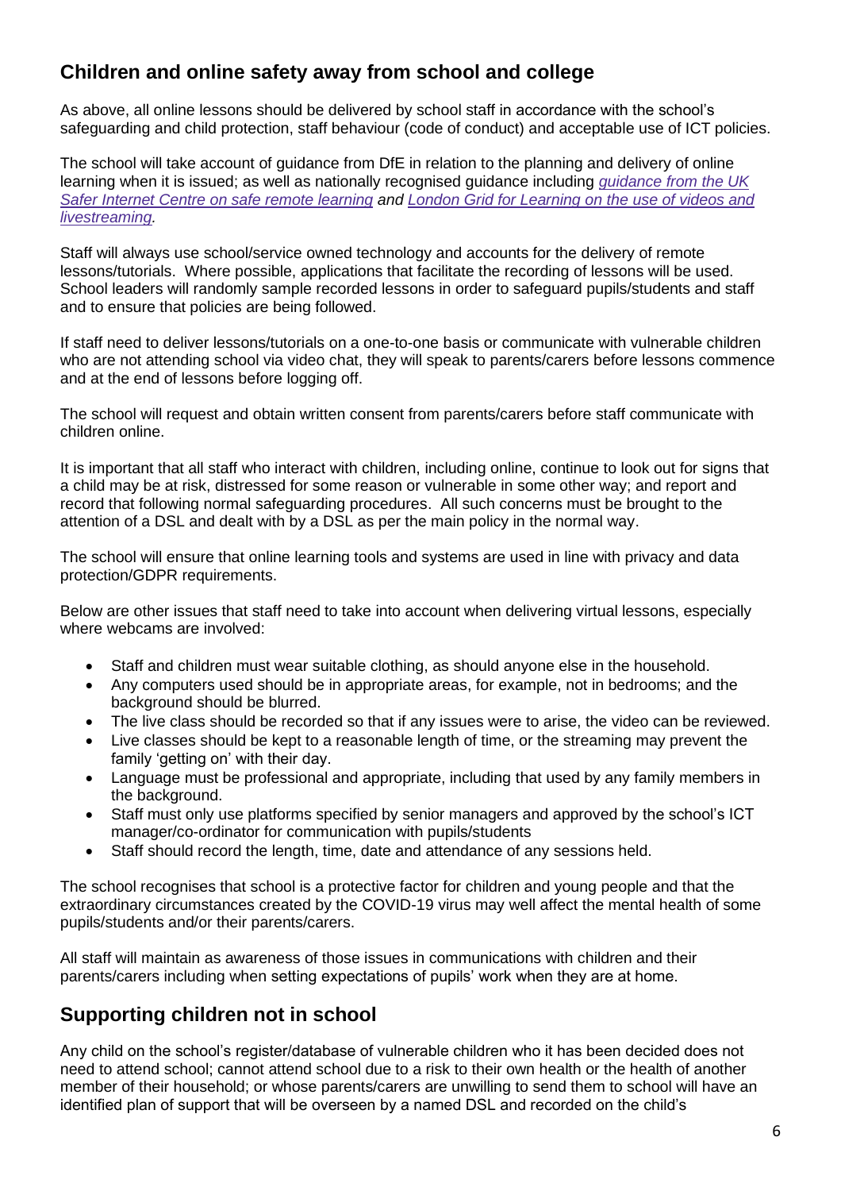## Children and online safety away from school and college

As above, all online lessons should be delivered by school staff in accordance with the school's safeguarding and child protection, staff behaviour (code of conduct) and acceptable use of ICT policies.

The school will take account of guidance from DfE in relation to the planning and delivery of online learning when it is issued; as well as nationally recognised guidance including *[guidance from the UK Safer Internet Centre on safe remote learning](#)* **and** *[London Grid for Learning on the use of videos and livestreaming](#).*

Staff will always use school/service owned technology and accounts for the delivery of remote lessons/tutorials. Where possible, applications that facilitate the recording of lessons will be used. School leaders will randomly sample recorded lessons in order to safeguard pupils/students and staff and to ensure that policies are being followed.

If staff need to deliver lessons/tutorials on a one-to-one basis or communicate with vulnerable children who are not attending school via video chat, they will speak to parents/carers before lessons commence and at the end of lessons before logging off.

The school will request and obtain written consent from parents/carers before staff communicate with children online.

It is important that all staff who interact with children, including online, continue to look out for signs that a child may be at risk, distressed for some reason or vulnerable in some other way; and report and record that following normal safeguarding procedures. All such concerns must be brought to the attention of a DSL and dealt with by a DSL as per the main policy in the normal way.

The school will ensure that online learning tools and systems are used in line with privacy and data protection/GDPR requirements.

Below are other issues that staff need to take into account when delivering virtual lessons, especially where webcams are involved:

- Staff and children must wear suitable clothing, as should anyone else in the household.
- Any computers used should be in appropriate areas, for example, not in bedrooms; and the background should be blurred.
- The live class should be recorded so that if any issues were to arise, the video can be reviewed.
- Live classes should be kept to a reasonable length of time, or the streaming may prevent the family 'getting on' with their day.
- Language must be professional and appropriate, including that used by any family members in the background.
- Staff must only use platforms specified by senior managers and approved by the school's ICT manager/co-ordinator for communication with pupils/students
- Staff should record the length, time, date and attendance of any sessions held.

The school recognises that school is a protective factor for children and young people and that the extraordinary circumstances created by the COVID-19 virus may well affect the mental health of some pupils/students and/or their parents/carers.

All staff will maintain as awareness of those issues in communications with children and their parents/carers including when setting expectations of pupils' work when they are at home.

## Supporting children not in school

Any child on the school's register/database of vulnerable children who it has been decided does not need to attend school; cannot attend school due to a risk to their own health or the health of another member of their household; or whose parents/carers are unwilling to send them to school will have an identified plan of support that will be overseen by a named DSL and recorded on the child's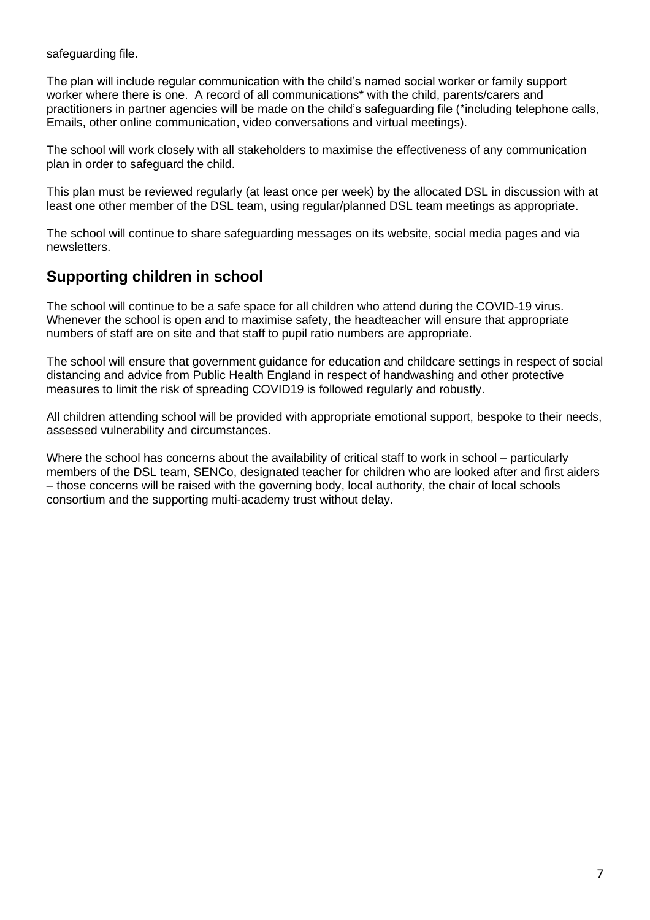safeguarding file.

The plan will include regular communication with the child's named social worker or family support worker where there is one. A record of all communications* with the child, parents/carers and practitioners in partner agencies will be made on the child's safeguarding file (*including telephone calls, Emails, other online communication, video conversations and virtual meetings).

The school will work closely with all stakeholders to maximise the effectiveness of any communication plan in order to safeguard the child.

This plan must be reviewed regularly (at least once per week) by the allocated DSL in discussion with at least one other member of the DSL team, using regular/planned DSL team meetings as appropriate.

The school will continue to share safeguarding messages on its website, social media pages and via newsletters.

## Supporting children in school

The school will continue to be a safe space for all children who attend during the COVID-19 virus. Whenever the school is open and to maximise safety, the headteacher will ensure that appropriate numbers of staff are on site and that staff to pupil ratio numbers are appropriate.

The school will ensure that government guidance for education and childcare settings in respect of social distancing and advice from Public Health England in respect of handwashing and other protective measures to limit the risk of spreading COVID19 is followed regularly and robustly.

All children attending school will be provided with appropriate emotional support, bespoke to their needs, assessed vulnerability and circumstances.

Where the school has concerns about the availability of critical staff to work in school – particularly members of the DSL team, SENCo, designated teacher for children who are looked after and first aiders – those concerns will be raised with the governing body, local authority, the chair of local schools consortium and the supporting multi-academy trust without delay.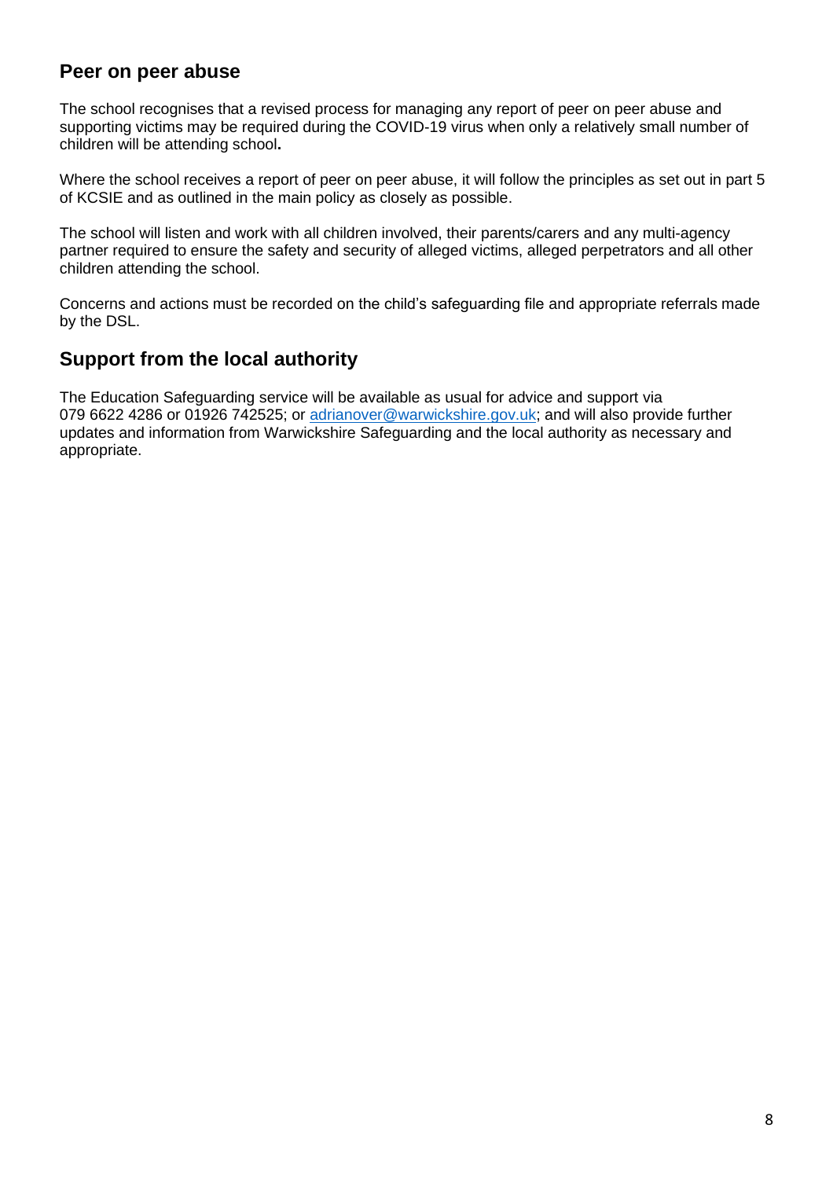## Peer on peer abuse

The school recognises that a revised process for managing any report of peer on peer abuse and supporting victims may be required during the COVID-19 virus when only a relatively small number of children will be attending school**.**

Where the school receives a report of peer on peer abuse, it will follow the principles as set out in part 5 of KCSIE and as outlined in the main policy as closely as possible.

The school will listen and work with all children involved, their parents/carers and any multi-agency partner required to ensure the safety and security of alleged victims, alleged perpetrators and all other children attending the school.

Concerns and actions must be recorded on the child's safeguarding file and appropriate referrals made by the DSL.

## Support from the local authority

The Education Safeguarding service will be available as usual for advice and support via 079 6622 4286 or 01926 742525; or [adrianover@warwickshire.gov.uk](mailto:adrianover@warwickshire.gov.uk); and will also provide further updates and information from Warwickshire Safeguarding and the local authority as necessary and appropriate.